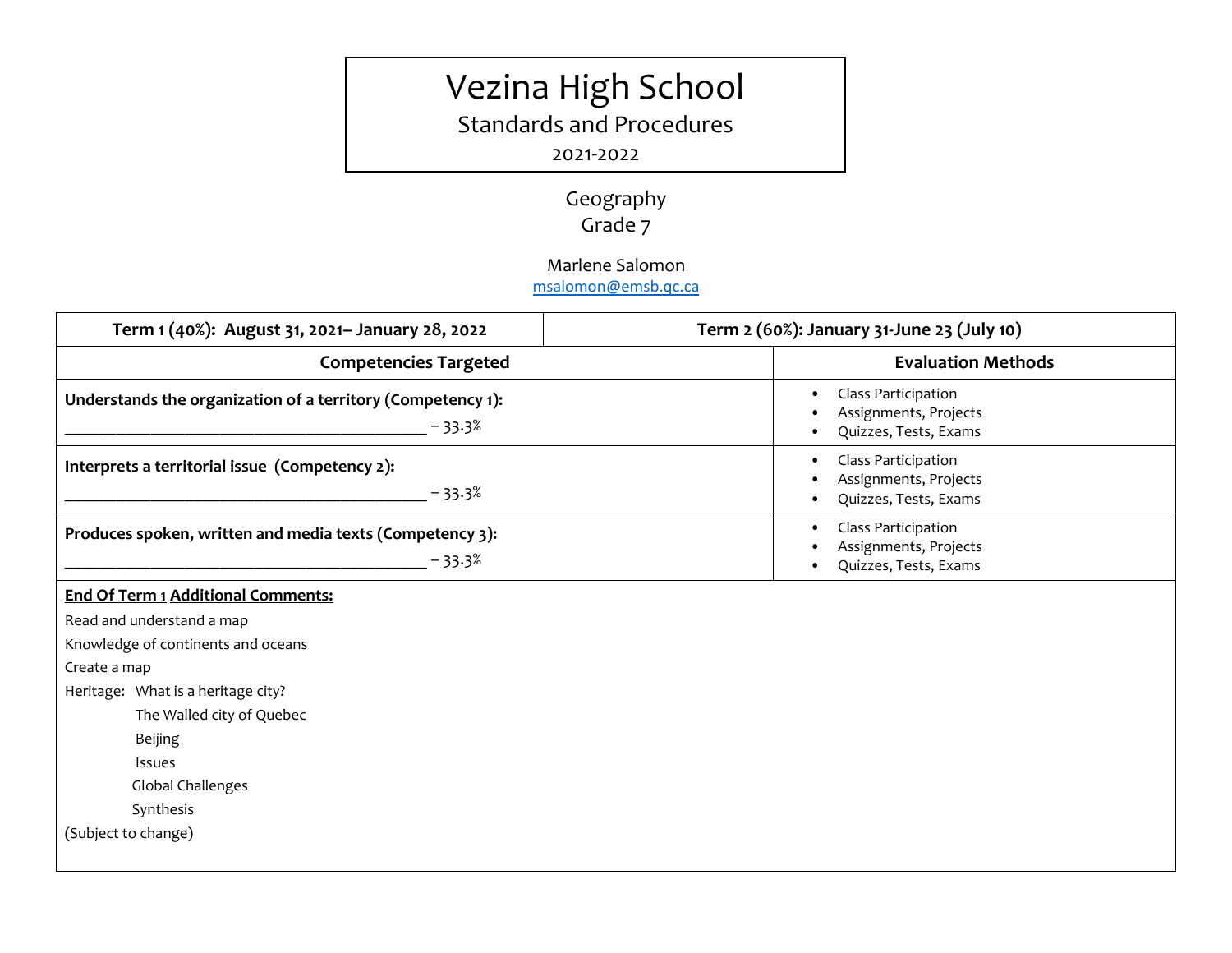# Vezina High School

## Standards and Procedures

2021-2022

### Geography
### Grade 7

Marlene Salomon
msalomon@emsb.qc.ca

| Term 1 (40%): August 31, 2021– January 28, 2022 | Term 2 (60%): January 31-June 23 (July 10) |
|---|---|
| **Competencies Targeted** | **Evaluation Methods** |
| **Understands the organization of a territory (Competency 1):** ________________________________________ – 33.3% | • Class Participation<br>• Assignments, Projects<br>• Quizzes, Tests, Exams |
| **Interprets a territorial issue (Competency 2):** ________________________________________ – 33.3% | • Class Participation<br>• Assignments, Projects<br>• Quizzes, Tests, Exams |
| **Produces spoken, written and media texts (Competency 3):** ________________________________________ – 33.3% | • Class Participation<br>• Assignments, Projects<br>• Quizzes, Tests, Exams |

**End Of Term 1 Additional Comments:**

Read and understand a map

Knowledge of continents and oceans

Create a map

Heritage: What is a heritage city?

- The Walled city of Quebec
- Beijing
- Issues
- Global Challenges
- Synthesis

(Subject to change)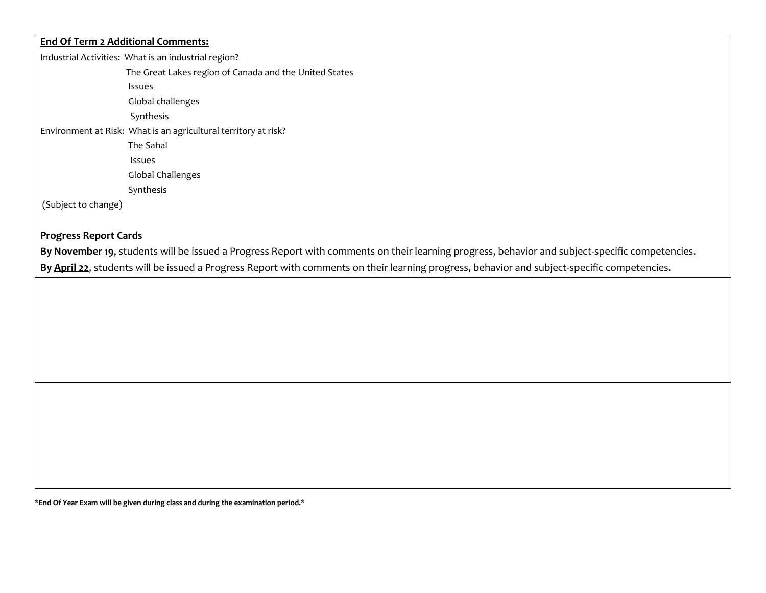**End Of Term 2 Additional Comments:**

Industrial Activities: What is an industrial region?

- The Great Lakes region of Canada and the United States
- Issues
- Global challenges
- Synthesis

Environment at Risk: What is an agricultural territory at risk?

- The Sahal
- Issues
- Global Challenges
- Synthesis

(Subject to change)

**Progress Report Cards**

**By November 19**, students will be issued a Progress Report with comments on their learning progress, behavior and subject-specific competencies.

**By April 22**, students will be issued a Progress Report with comments on their learning progress, behavior and subject-specific competencies.

***End Of Year Exam will be given during class and during the examination period.***